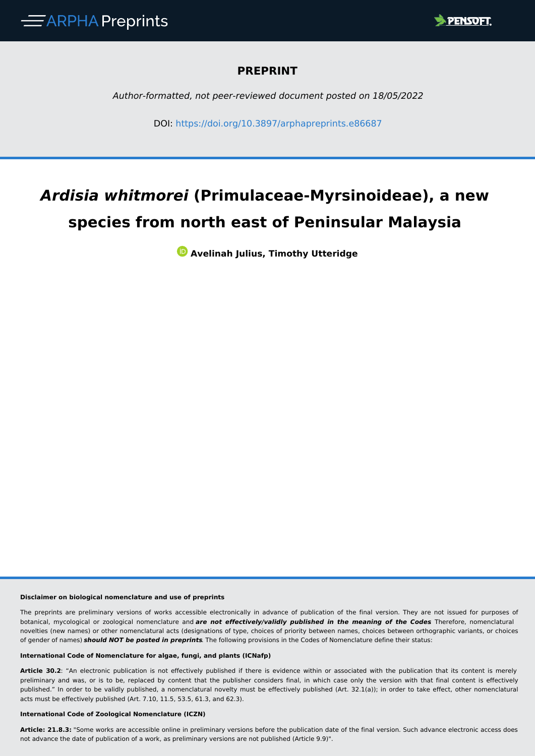**PREPRINT**

*Author-formatted, not peer-reviewed document posted on 18/05/2022*

DOI: https://doi.org/10.3897/arphapreprints.e86687

# *Ardisia whitmorei* (Primulaceae-Myrsinoideae), a new species from north east of Peninsular Malaysia

**Avelinah Julius, Timothy Utteridge**

**Disclaimer on biological nomenclature and use of preprints**

The preprints are preliminary versions of works accessible electronically in advance of publication of the final version. They are not issued for purposes of botanical, mycological or zoological nomenclature and ***are not effectively/validly published in the meaning of the Codes*** Therefore, nomenclatural novelties (new names) or other nomenclatural acts (designations of type, choices of priority between names, choices between orthographic variants, or choices of gender of names) ***should NOT be posted in preprints***. The following provisions in the Codes of Nomenclature define their status:

**International Code of Nomenclature for algae, fungi, and plants (ICNafp)**

**Article 30.2**: "An electronic publication is not effectively published if there is evidence within or associated with the publication that its content is merely preliminary and was, or is to be, replaced by content that the publisher considers final, in which case only the version with that final content is effectively published." In order to be validly published, a nomenclatural novelty must be effectively published (Art. 32.1(a)); in order to take effect, other nomenclatural acts must be effectively published (Art. 7.10, 11.5, 53.5, 61.3, and 62.3).

**International Code of Zoological Nomenclature (ICZN)**

**Article: 21.8.3:** "Some works are accessible online in preliminary versions before the publication date of the final version. Such advance electronic access does not advance the date of publication of a work, as preliminary versions are not published (Article 9.9)".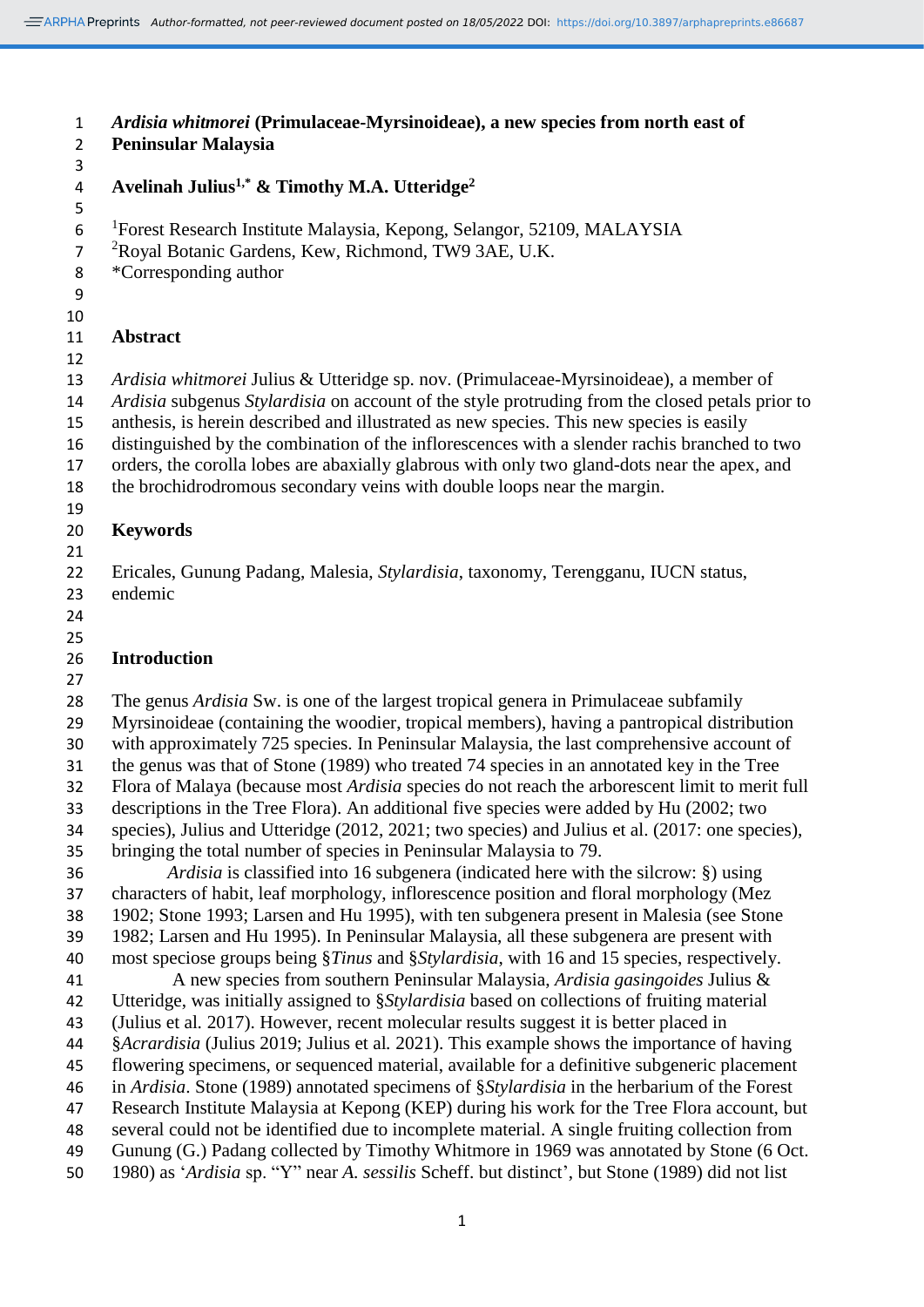# *Ardisia whitmorei* (Primulaceae-Myrsinoideae), a new species from north east of Peninsular Malaysia

**Avelinah Julius[1,*] & Timothy M.A. Utteridge[2]**

[1]Forest Research Institute Malaysia, Kepong, Selangor, 52109, MALAYSIA
[2]Royal Botanic Gardens, Kew, Richmond, TW9 3AE, U.K.
*Corresponding author

## Abstract

*Ardisia whitmorei* Julius & Utteridge sp. nov. (Primulaceae-Myrsinoideae), a member of *Ardisia* subgenus *Stylardisia* on account of the style protruding from the closed petals prior to anthesis, is herein described and illustrated as new species. This new species is easily distinguished by the combination of the inflorescences with a slender rachis branched to two orders, the corolla lobes are abaxially glabrous with only two gland-dots near the apex, and the brochidrodromous secondary veins with double loops near the margin.

## Keywords

Ericales, Gunung Padang, Malesia, *Stylardisia*, taxonomy, Terengganu, IUCN status, endemic

## Introduction

The genus *Ardisia* Sw. is one of the largest tropical genera in Primulaceae subfamily Myrsinoideae (containing the woodier, tropical members), having a pantropical distribution with approximately 725 species. In Peninsular Malaysia, the last comprehensive account of the genus was that of Stone (1989) who treated 74 species in an annotated key in the Tree Flora of Malaya (because most *Ardisia* species do not reach the arborescent limit to merit full descriptions in the Tree Flora). An additional five species were added by Hu (2002; two species), Julius and Utteridge (2012, 2021; two species) and Julius et al. (2017: one species), bringing the total number of species in Peninsular Malaysia to 79.

*Ardisia* is classified into 16 subgenera (indicated here with the silcrow: §) using characters of habit, leaf morphology, inflorescence position and floral morphology (Mez 1902; Stone 1993; Larsen and Hu 1995), with ten subgenera present in Malesia (see Stone 1982; Larsen and Hu 1995). In Peninsular Malaysia, all these subgenera are present with most speciose groups being §*Tinus* and §*Stylardisia*, with 16 and 15 species, respectively.

A new species from southern Peninsular Malaysia, *Ardisia gasingoides* Julius & Utteridge, was initially assigned to §*Stylardisia* based on collections of fruiting material (Julius et al. 2017). However, recent molecular results suggest it is better placed in §*Acrardisia* (Julius 2019; Julius et al. 2021). This example shows the importance of having flowering specimens, or sequenced material, available for a definitive subgeneric placement in *Ardisia*. Stone (1989) annotated specimens of §*Stylardisia* in the herbarium of the Forest Research Institute Malaysia at Kepong (KEP) during his work for the Tree Flora account, but several could not be identified due to incomplete material. A single fruiting collection from Gunung (G.) Padang collected by Timothy Whitmore in 1969 was annotated by Stone (6 Oct. 1980) as '*Ardisia* sp. "Y" near *A. sessilis* Scheff. but distinct', but Stone (1989) did not list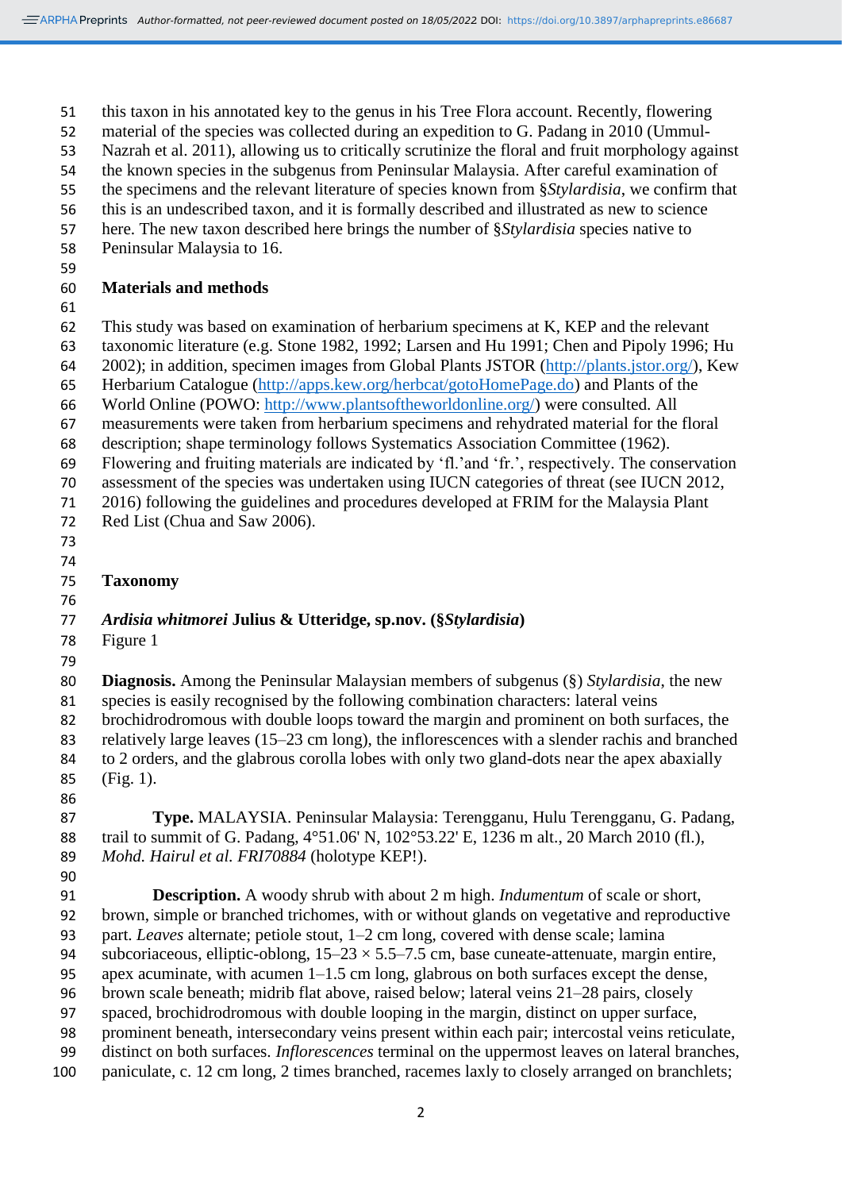this taxon in his annotated key to the genus in his Tree Flora account. Recently, flowering material of the species was collected during an expedition to G. Padang in 2010 (Ummul-Nazrah et al. 2011), allowing us to critically scrutinize the floral and fruit morphology against the known species in the subgenus from Peninsular Malaysia. After careful examination of the specimens and the relevant literature of species known from §*Stylardisia*, we confirm that this is an undescribed taxon, and it is formally described and illustrated as new to science here. The new taxon described here brings the number of §*Stylardisia* species native to Peninsular Malaysia to 16.

## Materials and methods

This study was based on examination of herbarium specimens at K, KEP and the relevant taxonomic literature (e.g. Stone 1982, 1992; Larsen and Hu 1991; Chen and Pipoly 1996; Hu 2002); in addition, specimen images from Global Plants JSTOR (http://plants.jstor.org/), Kew Herbarium Catalogue (http://apps.kew.org/herbcat/gotoHomePage.do) and Plants of the World Online (POWO: http://www.plantsoftheworldonline.org/) were consulted. All measurements were taken from herbarium specimens and rehydrated material for the floral description; shape terminology follows Systematics Association Committee (1962). Flowering and fruiting materials are indicated by 'fl.'and 'fr.', respectively. The conservation assessment of the species was undertaken using IUCN categories of threat (see IUCN 2012, 2016) following the guidelines and procedures developed at FRIM for the Malaysia Plant Red List (Chua and Saw 2006).

## Taxonomy

### *Ardisia whitmorei* Julius & Utteridge, sp.nov. (§*Stylardisia*)

Figure 1

**Diagnosis.** Among the Peninsular Malaysian members of subgenus (§) *Stylardisia*, the new species is easily recognised by the following combination characters: lateral veins brochidrodromous with double loops toward the margin and prominent on both surfaces, the relatively large leaves (15–23 cm long), the inflorescences with a slender rachis and branched to 2 orders, and the glabrous corolla lobes with only two gland-dots near the apex abaxially (Fig. 1).

**Type.** MALAYSIA. Peninsular Malaysia: Terengganu, Hulu Terengganu, G. Padang, trail to summit of G. Padang, 4°51.06' N, 102°53.22' E, 1236 m alt., 20 March 2010 (fl.), *Mohd. Hairul et al. FRI70884* (holotype KEP!).

**Description.** A woody shrub with about 2 m high. *Indumentum* of scale or short, brown, simple or branched trichomes, with or without glands on vegetative and reproductive part. *Leaves* alternate; petiole stout, 1–2 cm long, covered with dense scale; lamina subcoriaceous, elliptic-oblong, 15–23 × 5.5–7.5 cm, base cuneate-attenuate, margin entire, apex acuminate, with acumen 1–1.5 cm long, glabrous on both surfaces except the dense, brown scale beneath; midrib flat above, raised below; lateral veins 21–28 pairs, closely spaced, brochidrodromous with double looping in the margin, distinct on upper surface, prominent beneath, intersecondary veins present within each pair; intercostal veins reticulate, distinct on both surfaces. *Inflorescences* terminal on the uppermost leaves on lateral branches, paniculate, c. 12 cm long, 2 times branched, racemes laxly to closely arranged on branchlets;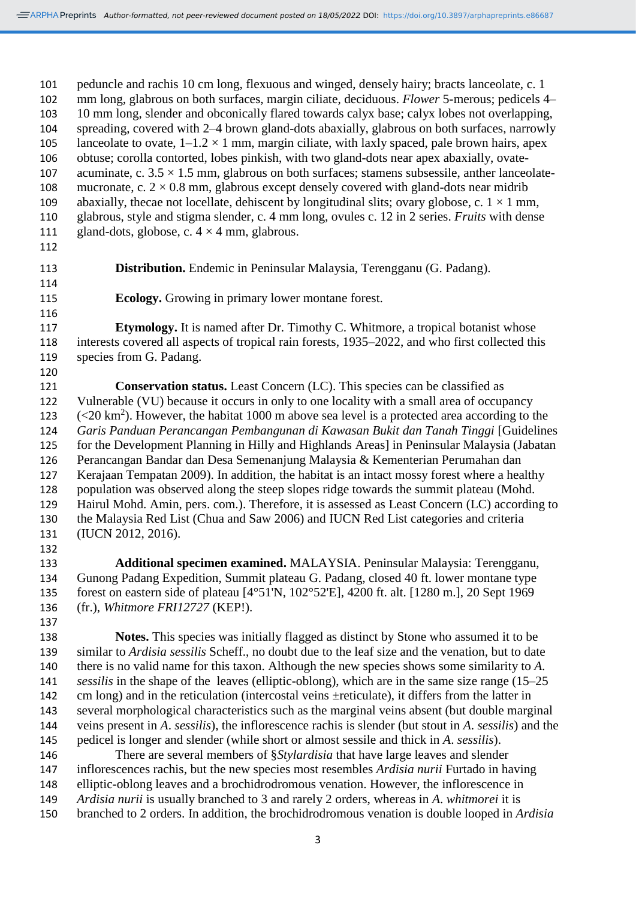peduncle and rachis 10 cm long, flexuous and winged, densely hairy; bracts lanceolate, c. 1 mm long, glabrous on both surfaces, margin ciliate, deciduous. *Flower* 5-merous; pedicels 4–10 mm long, slender and obconically flared towards calyx base; calyx lobes not overlapping, spreading, covered with 2–4 brown gland-dots abaxially, glabrous on both surfaces, narrowly lanceolate to ovate, 1–1.2 × 1 mm, margin ciliate, with laxly spaced, pale brown hairs, apex obtuse; corolla contorted, lobes pinkish, with two gland-dots near apex abaxially, ovate-acuminate, c. 3.5 × 1.5 mm, glabrous on both surfaces; stamens subsessile, anther lanceolate-mucronate, c. 2 × 0.8 mm, glabrous except densely covered with gland-dots near midrib abaxially, thecae not locellate, dehiscent by longitudinal slits; ovary globose, c. 1 × 1 mm, glabrous, style and stigma slender, c. 4 mm long, ovules c. 12 in 2 series. *Fruits* with dense gland-dots, globose, c. 4 × 4 mm, glabrous.

**Distribution.** Endemic in Peninsular Malaysia, Terengganu (G. Padang).

**Ecology.** Growing in primary lower montane forest.

**Etymology.** It is named after Dr. Timothy C. Whitmore, a tropical botanist whose interests covered all aspects of tropical rain forests, 1935–2022, and who first collected this species from G. Padang.

**Conservation status.** Least Concern (LC). This species can be classified as Vulnerable (VU) because it occurs in only to one locality with a small area of occupancy (<20 km$^2$). However, the habitat 1000 m above sea level is a protected area according to the *Garis Panduan Perancangan Pembangunan di Kawasan Bukit dan Tanah Tinggi* [Guidelines for the Development Planning in Hilly and Highlands Areas] in Peninsular Malaysia (Jabatan Perancangan Bandar dan Desa Semenanjung Malaysia & Kementerian Perumahan dan Kerajaan Tempatan 2009). In addition, the habitat is an intact mossy forest where a healthy population was observed along the steep slopes ridge towards the summit plateau (Mohd. Hairul Mohd. Amin, pers. com.). Therefore, it is assessed as Least Concern (LC) according to the Malaysia Red List (Chua and Saw 2006) and IUCN Red List categories and criteria (IUCN 2012, 2016).

**Additional specimen examined.** MALAYSIA. Peninsular Malaysia: Terengganu, Gunong Padang Expedition, Summit plateau G. Padang, closed 40 ft. lower montane type forest on eastern side of plateau [4°51'N, 102°52'E], 4200 ft. alt. [1280 m.], 20 Sept 1969 (fr.), *Whitmore FRI12727* (KEP!).

**Notes.** This species was initially flagged as distinct by Stone who assumed it to be similar to *Ardisia sessilis* Scheff., no doubt due to the leaf size and the venation, but to date there is no valid name for this taxon. Although the new species shows some similarity to *A. sessilis* in the shape of the leaves (elliptic-oblong), which are in the same size range (15–25 cm long) and in the reticulation (intercostal veins ±reticulate), it differs from the latter in several morphological characteristics such as the marginal veins absent (but double marginal veins present in *A. sessilis*), the inflorescence rachis is slender (but stout in *A. sessilis*) and the pedicel is longer and slender (while short or almost sessile and thick in *A. sessilis*).

There are several members of §*Stylardisia* that have large leaves and slender inflorescences rachis, but the new species most resembles *Ardisia nurii* Furtado in having elliptic-oblong leaves and a brochidrodromous venation. However, the inflorescence in *Ardisia nurii* is usually branched to 3 and rarely 2 orders, whereas in *A. whitmorei* it is branched to 2 orders. In addition, the brochidrodromous venation is double looped in *Ardisia*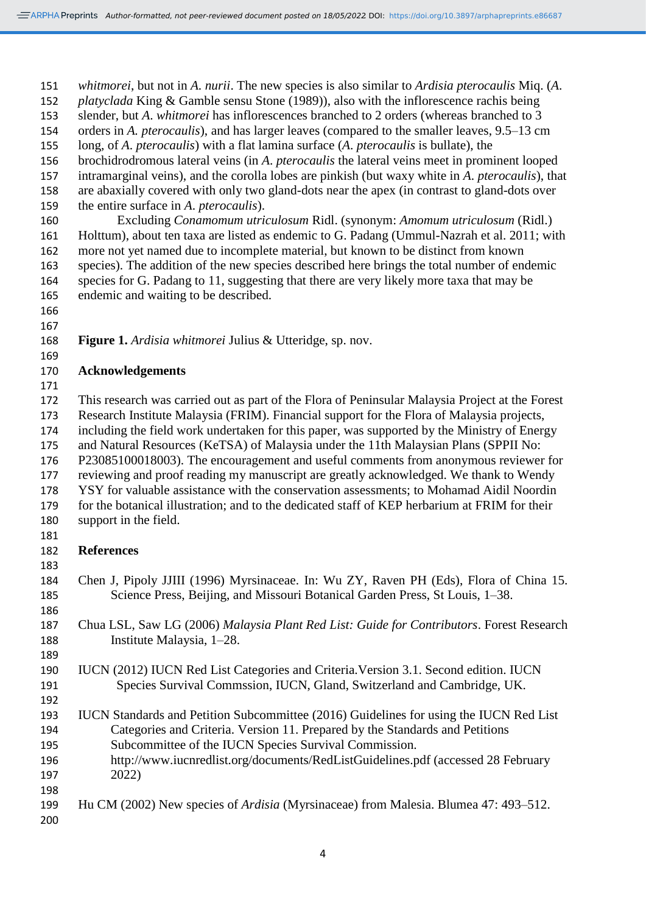*whitmorei*, but not in *A. nurii*. The new species is also similar to *Ardisia pterocaulis* Miq. (*A. platyclada* King & Gamble sensu Stone (1989)), also with the inflorescence rachis being slender, but *A. whitmorei* has inflorescences branched to 2 orders (whereas branched to 3 orders in *A. pterocaulis*), and has larger leaves (compared to the smaller leaves, 9.5–13 cm long, of *A. pterocaulis*) with a flat lamina surface (*A. pterocaulis* is bullate), the brochidrodromous lateral veins (in *A. pterocaulis* the lateral veins meet in prominent looped intramarginal veins), and the corolla lobes are pinkish (but waxy white in *A. pterocaulis*), that are abaxially covered with only two gland-dots near the apex (in contrast to gland-dots over the entire surface in *A. pterocaulis*).

Excluding *Conamomum utriculosum* Ridl. (synonym: *Amomum utriculosum* (Ridl.) Holttum), about ten taxa are listed as endemic to G. Padang (Ummul-Nazrah et al. 2011; with more not yet named due to incomplete material, but known to be distinct from known species). The addition of the new species described here brings the total number of endemic species for G. Padang to 11, suggesting that there are very likely more taxa that may be endemic and waiting to be described.

**Figure 1.** *Ardisia whitmorei* Julius & Utteridge, sp. nov.

## Acknowledgements

This research was carried out as part of the Flora of Peninsular Malaysia Project at the Forest Research Institute Malaysia (FRIM). Financial support for the Flora of Malaysia projects, including the field work undertaken for this paper, was supported by the Ministry of Energy and Natural Resources (KeTSA) of Malaysia under the 11th Malaysian Plans (SPPII No: P23085100018003). The encouragement and useful comments from anonymous reviewer for reviewing and proof reading my manuscript are greatly acknowledged. We thank to Wendy YSY for valuable assistance with the conservation assessments; to Mohamad Aidil Noordin for the botanical illustration; and to the dedicated staff of KEP herbarium at FRIM for their support in the field.

## References

Chen J, Pipoly JJIII (1996) Myrsinaceae. In: Wu ZY, Raven PH (Eds), Flora of China 15. Science Press, Beijing, and Missouri Botanical Garden Press, St Louis, 1–38.

Chua LSL, Saw LG (2006) *Malaysia Plant Red List: Guide for Contributors*. Forest Research Institute Malaysia, 1–28.

IUCN (2012) IUCN Red List Categories and Criteria.Version 3.1. Second edition. IUCN Species Survival Commssion, IUCN, Gland, Switzerland and Cambridge, UK.

IUCN Standards and Petition Subcommittee (2016) Guidelines for using the IUCN Red List Categories and Criteria. Version 11. Prepared by the Standards and Petitions Subcommittee of the IUCN Species Survival Commission. http://www.iucnredlist.org/documents/RedListGuidelines.pdf (accessed 28 February 2022)

Hu CM (2002) New species of *Ardisia* (Myrsinaceae) from Malesia. Blumea 47: 493–512.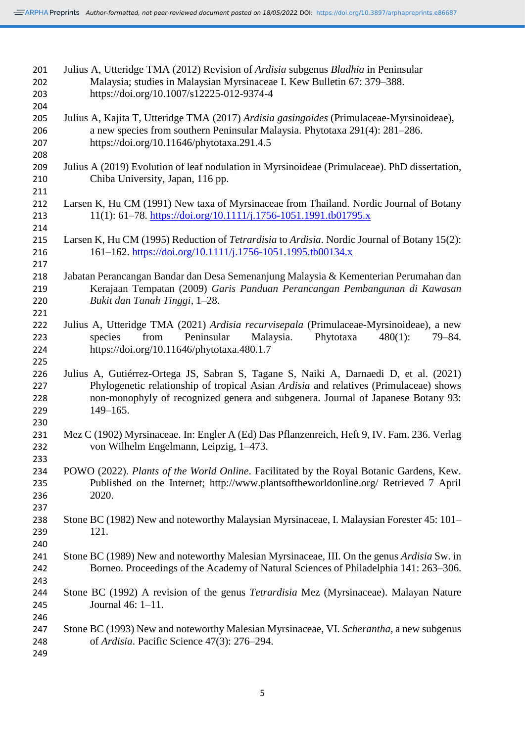Julius A, Utteridge TMA (2012) Revision of *Ardisia* subgenus *Bladhia* in Peninsular Malaysia; studies in Malaysian Myrsinaceae I. Kew Bulletin 67: 379–388. https://doi.org/10.1007/s12225-012-9374-4

Julius A, Kajita T, Utteridge TMA (2017) *Ardisia gasingoides* (Primulaceae-Myrsinoideae), a new species from southern Peninsular Malaysia. Phytotaxa 291(4): 281–286. https://doi.org/10.11646/phytotaxa.291.4.5

Julius A (2019) Evolution of leaf nodulation in Myrsinoideae (Primulaceae). PhD dissertation, Chiba University, Japan, 116 pp.

Larsen K, Hu CM (1991) New taxa of Myrsinaceae from Thailand. Nordic Journal of Botany 11(1): 61–78. https://doi.org/10.1111/j.1756-1051.1991.tb01795.x

Larsen K, Hu CM (1995) Reduction of *Tetrardisia* to *Ardisia*. Nordic Journal of Botany 15(2): 161–162. https://doi.org/10.1111/j.1756-1051.1995.tb00134.x

Jabatan Perancangan Bandar dan Desa Semenanjung Malaysia & Kementerian Perumahan dan Kerajaan Tempatan (2009) *Garis Panduan Perancangan Pembangunan di Kawasan Bukit dan Tanah Tinggi*, 1–28.

Julius A, Utteridge TMA (2021) *Ardisia recurvisepala* (Primulaceae-Myrsinoideae), a new species from Peninsular Malaysia. Phytotaxa 480(1): 79–84. https://doi.org/10.11646/phytotaxa.480.1.7

Julius A, Gutiérrez-Ortega JS, Sabran S, Tagane S, Naiki A, Darnaedi D, et al. (2021) Phylogenetic relationship of tropical Asian *Ardisia* and relatives (Primulaceae) shows non-monophyly of recognized genera and subgenera. Journal of Japanese Botany 93: 149–165.

Mez C (1902) Myrsinaceae. In: Engler A (Ed) Das Pflanzenreich, Heft 9, IV. Fam. 236. Verlag von Wilhelm Engelmann, Leipzig, 1–473.

POWO (2022). *Plants of the World Online*. Facilitated by the Royal Botanic Gardens, Kew. Published on the Internet; http://www.plantsoftheworldonline.org/ Retrieved 7 April 2020.

Stone BC (1982) New and noteworthy Malaysian Myrsinaceae, I. Malaysian Forester 45: 101–121.

Stone BC (1989) New and noteworthy Malesian Myrsinaceae, III. On the genus *Ardisia* Sw. in Borneo. Proceedings of the Academy of Natural Sciences of Philadelphia 141: 263–306.

Stone BC (1992) A revision of the genus *Tetrardisia* Mez (Myrsinaceae). Malayan Nature Journal 46: 1–11.

Stone BC (1993) New and noteworthy Malesian Myrsinaceae, VI. *Scherantha*, a new subgenus of *Ardisia*. Pacific Science 47(3): 276–294.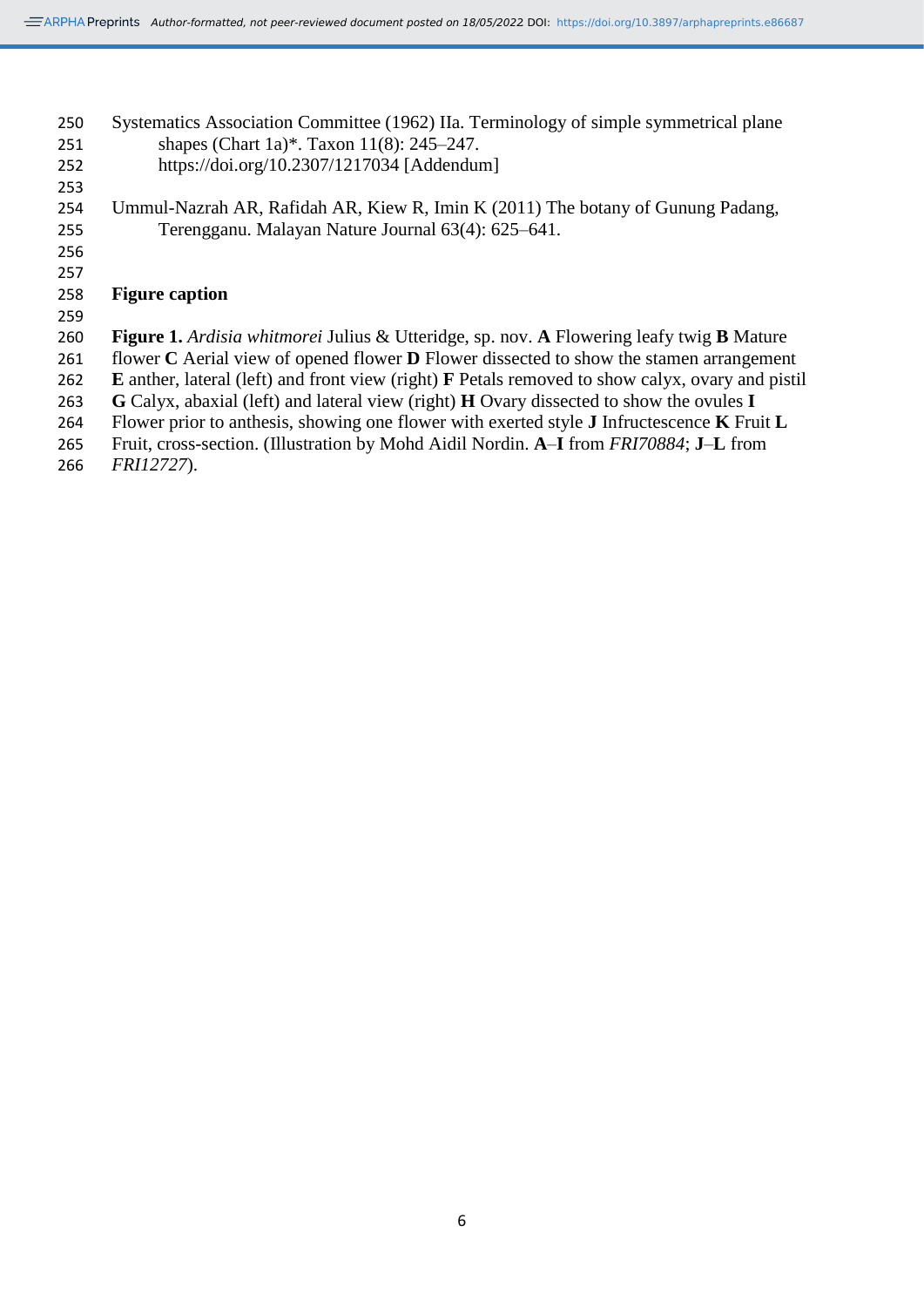Systematics Association Committee (1962) IIa. Terminology of simple symmetrical plane shapes (Chart 1a)*. Taxon 11(8): 245–247. https://doi.org/10.2307/1217034 [Addendum]

Ummul-Nazrah AR, Rafidah AR, Kiew R, Imin K (2011) The botany of Gunung Padang, Terengganu. Malayan Nature Journal 63(4): 625–641.

## Figure caption

**Figure 1.** *Ardisia whitmorei* Julius & Utteridge, sp. nov. **A** Flowering leafy twig **B** Mature flower **C** Aerial view of opened flower **D** Flower dissected to show the stamen arrangement **E** anther, lateral (left) and front view (right) **F** Petals removed to show calyx, ovary and pistil **G** Calyx, abaxial (left) and lateral view (right) **H** Ovary dissected to show the ovules **I** Flower prior to anthesis, showing one flower with exerted style **J** Infructescence **K** Fruit **L** Fruit, cross-section. (Illustration by Mohd Aidil Nordin. **A**–**I** from *FRI70884*; **J**–**L** from *FRI12727*).